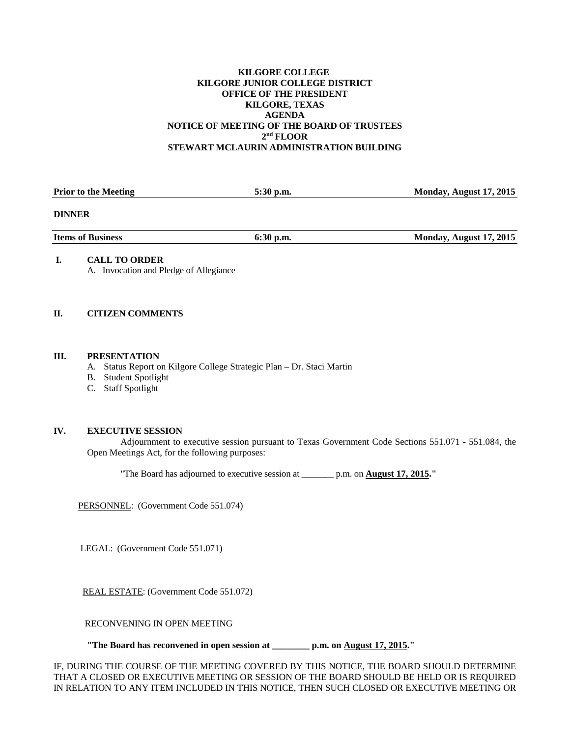**KILGORE COLLEGE**
**KILGORE JUNIOR COLLEGE DISTRICT**
**OFFICE OF THE PRESIDENT**
**KILGORE, TEXAS**
**AGENDA**
**NOTICE OF MEETING OF THE BOARD OF TRUSTEES**
**2nd FLOOR**
**STEWART MCLAURIN ADMINISTRATION BUILDING**

| **Prior to the Meeting** | **5:30 p.m.** | **Monday, August 17, 2015** |
|---|---|---|

**DINNER**

| **Items of Business** | **6:30 p.m.** | **Monday, August 17, 2015** |
|---|---|---|

**I. CALL TO ORDER**

A. Invocation and Pledge of Allegiance

**II. CITIZEN COMMENTS**

**III. PRESENTATION**

A. Status Report on Kilgore College Strategic Plan – Dr. Staci Martin
B. Student Spotlight
C. Staff Spotlight

**IV. EXECUTIVE SESSION**

Adjournment to executive session pursuant to Texas Government Code Sections 551.071 - 551.084, the Open Meetings Act, for the following purposes:

"The Board has adjourned to executive session at _______ p.m. on **August 17, 2015**."

PERSONNEL: (Government Code 551.074)

LEGAL: (Government Code 551.071)

REAL ESTATE: (Government Code 551.072)

RECONVENING IN OPEN MEETING

**"The Board has reconvened in open session at ________ p.m. on August 17, 2015."**

IF, DURING THE COURSE OF THE MEETING COVERED BY THIS NOTICE, THE BOARD SHOULD DETERMINE THAT A CLOSED OR EXECUTIVE MEETING OR SESSION OF THE BOARD SHOULD BE HELD OR IS REQUIRED IN RELATION TO ANY ITEM INCLUDED IN THIS NOTICE, THEN SUCH CLOSED OR EXECUTIVE MEETING OR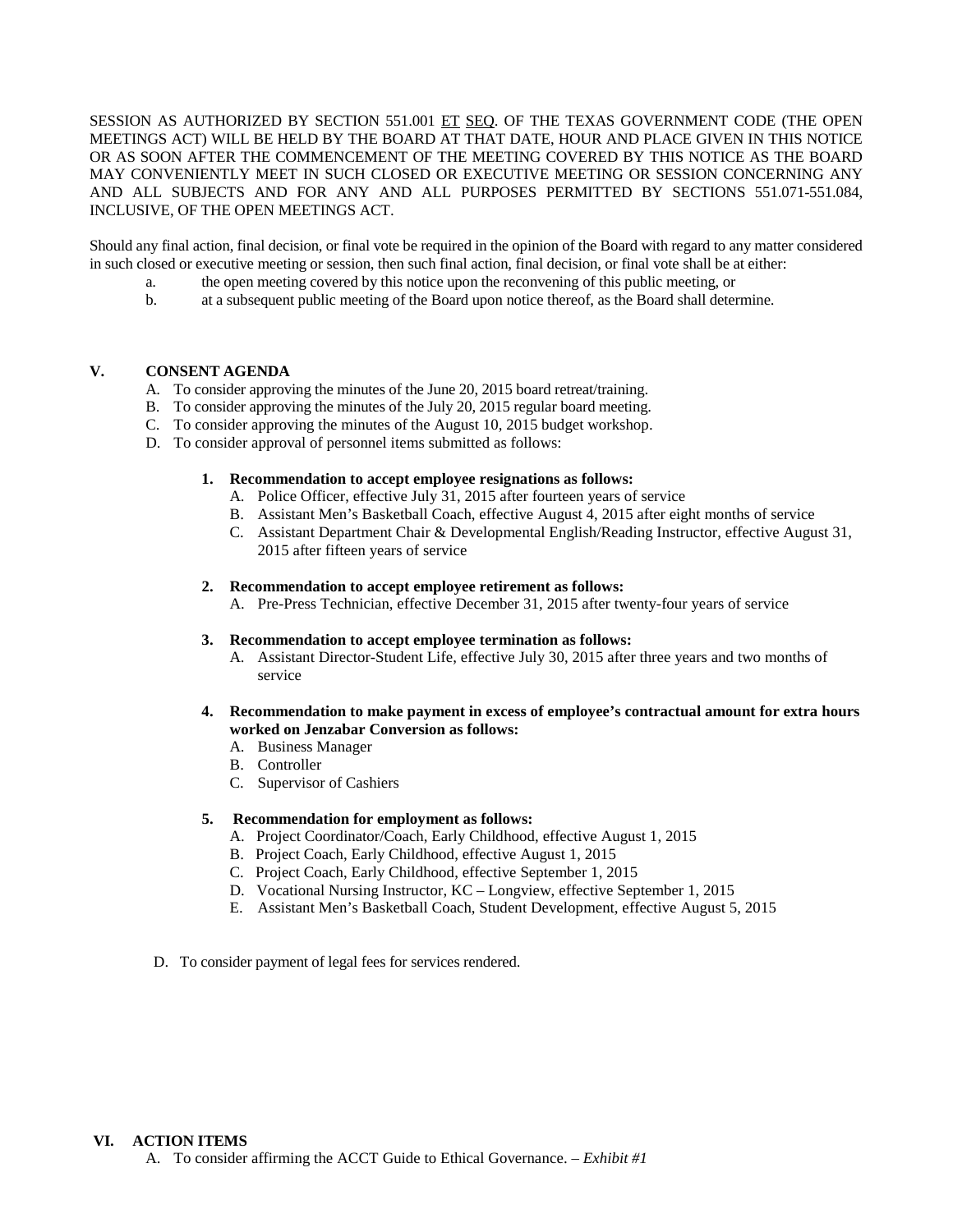SESSION AS AUTHORIZED BY SECTION 551.001 ET SEQ. OF THE TEXAS GOVERNMENT CODE (THE OPEN MEETINGS ACT) WILL BE HELD BY THE BOARD AT THAT DATE, HOUR AND PLACE GIVEN IN THIS NOTICE OR AS SOON AFTER THE COMMENCEMENT OF THE MEETING COVERED BY THIS NOTICE AS THE BOARD MAY CONVENIENTLY MEET IN SUCH CLOSED OR EXECUTIVE MEETING OR SESSION CONCERNING ANY AND ALL SUBJECTS AND FOR ANY AND ALL PURPOSES PERMITTED BY SECTIONS 551.071-551.084, INCLUSIVE, OF THE OPEN MEETINGS ACT.

Should any final action, final decision, or final vote be required in the opinion of the Board with regard to any matter considered in such closed or executive meeting or session, then such final action, final decision, or final vote shall be at either:

a. the open meeting covered by this notice upon the reconvening of this public meeting, or
b. at a subsequent public meeting of the Board upon notice thereof, as the Board shall determine.

## V. CONSENT AGENDA

A. To consider approving the minutes of the June 20, 2015 board retreat/training.
B. To consider approving the minutes of the July 20, 2015 regular board meeting.
C. To consider approving the minutes of the August 10, 2015 budget workshop.
D. To consider approval of personnel items submitted as follows:

1. **Recommendation to accept employee resignations as follows:**
   A. Police Officer, effective July 31, 2015 after fourteen years of service
   B. Assistant Men's Basketball Coach, effective August 4, 2015 after eight months of service
   C. Assistant Department Chair & Developmental English/Reading Instructor, effective August 31, 2015 after fifteen years of service

2. **Recommendation to accept employee retirement as follows:**
   A. Pre-Press Technician, effective December 31, 2015 after twenty-four years of service

3. **Recommendation to accept employee termination as follows:**
   A. Assistant Director-Student Life, effective July 30, 2015 after three years and two months of service

4. **Recommendation to make payment in excess of employee's contractual amount for extra hours worked on Jenzabar Conversion as follows:**
   A. Business Manager
   B. Controller
   C. Supervisor of Cashiers

5. **Recommendation for employment as follows:**
   A. Project Coordinator/Coach, Early Childhood, effective August 1, 2015
   B. Project Coach, Early Childhood, effective August 1, 2015
   C. Project Coach, Early Childhood, effective September 1, 2015
   D. Vocational Nursing Instructor, KC – Longview, effective September 1, 2015
   E. Assistant Men's Basketball Coach, Student Development, effective August 5, 2015

D. To consider payment of legal fees for services rendered.

## VI. ACTION ITEMS

A. To consider affirming the ACCT Guide to Ethical Governance. – *Exhibit #1*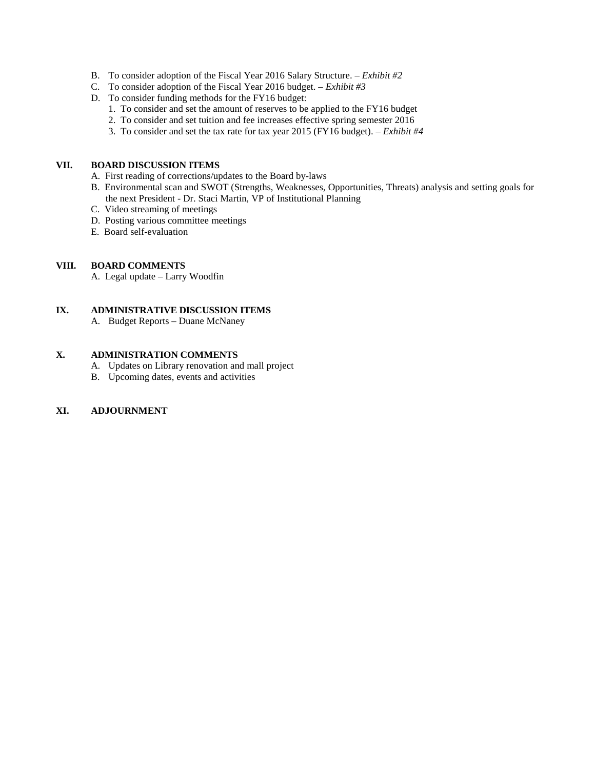B. To consider adoption of the Fiscal Year 2016 Salary Structure. – *Exhibit #2*
C. To consider adoption of the Fiscal Year 2016 budget. – *Exhibit #3*
D. To consider funding methods for the FY16 budget:
   1. To consider and set the amount of reserves to be applied to the FY16 budget
   2. To consider and set tuition and fee increases effective spring semester 2016
   3. To consider and set the tax rate for tax year 2015 (FY16 budget). – *Exhibit #4*

## VII. BOARD DISCUSSION ITEMS

A. First reading of corrections/updates to the Board by-laws
B. Environmental scan and SWOT (Strengths, Weaknesses, Opportunities, Threats) analysis and setting goals for the next President - Dr. Staci Martin, VP of Institutional Planning
C. Video streaming of meetings
D. Posting various committee meetings
E. Board self-evaluation

## VIII. BOARD COMMENTS

A. Legal update – Larry Woodfin

## IX. ADMINISTRATIVE DISCUSSION ITEMS

A. Budget Reports – Duane McNaney

## X. ADMINISTRATION COMMENTS

A. Updates on Library renovation and mall project
B. Upcoming dates, events and activities

## XI. ADJOURNMENT